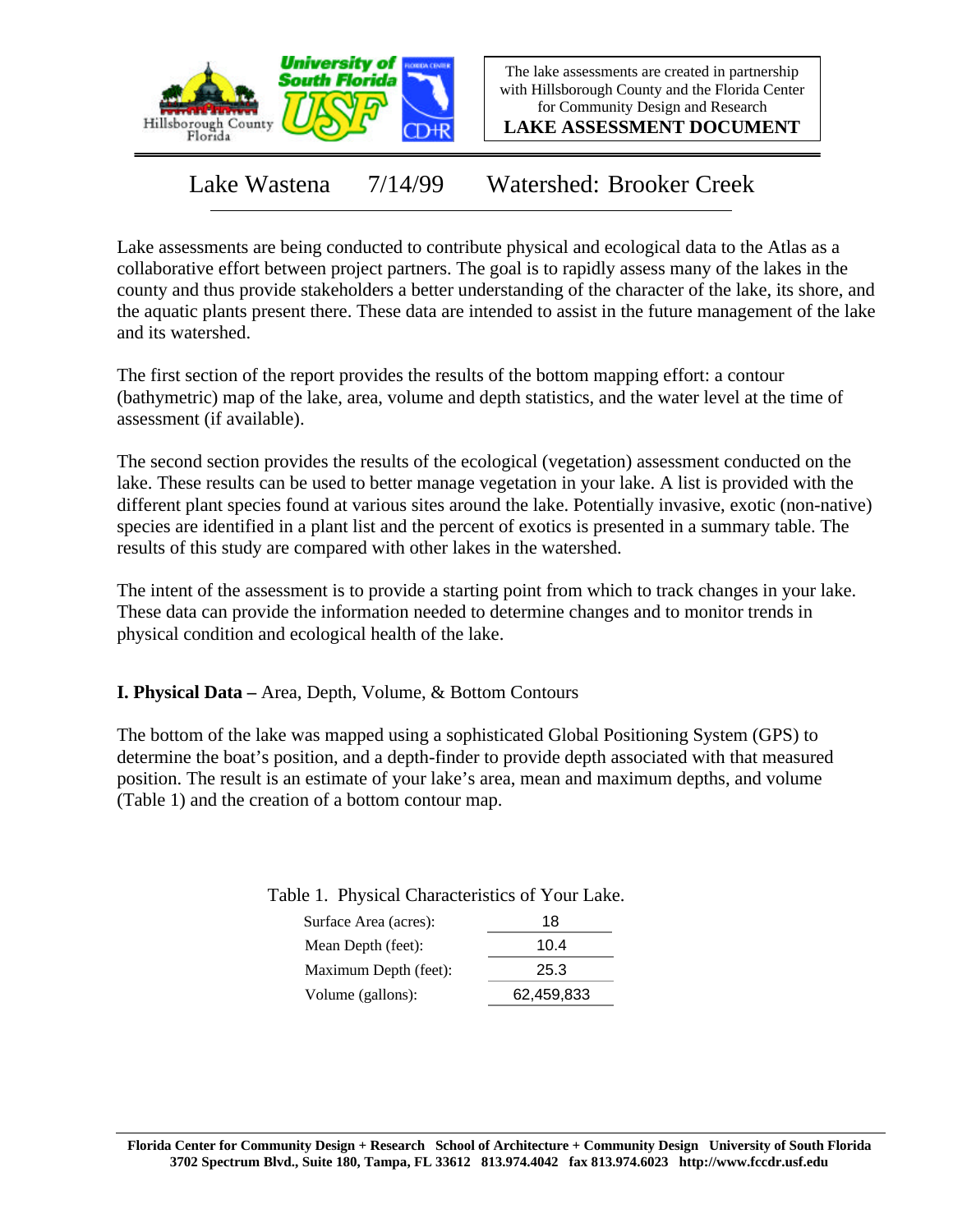The lake assessments are created in partnership with Hillsborough County and the Florida Center for Community Design and Research

**LAKE ASSESSMENT DOCUMENT**

# Lake Wastena 7/14/99 Watershed: Brooker Creek

Lake assessments are being conducted to contribute physical and ecological data to the Atlas as a collaborative effort between project partners. The goal is to rapidly assess many of the lakes in the county and thus provide stakeholders a better understanding of the character of the lake, its shore, and the aquatic plants present there. These data are intended to assist in the future management of the lake and its watershed.

The first section of the report provides the results of the bottom mapping effort: a contour (bathymetric) map of the lake, area, volume and depth statistics, and the water level at the time of assessment (if available).

The second section provides the results of the ecological (vegetation) assessment conducted on the lake. These results can be used to better manage vegetation in your lake. A list is provided with the different plant species found at various sites around the lake. Potentially invasive, exotic (non-native) species are identified in a plant list and the percent of exotics is presented in a summary table. The results of this study are compared with other lakes in the watershed.

The intent of the assessment is to provide a starting point from which to track changes in your lake. These data can provide the information needed to determine changes and to monitor trends in physical condition and ecological health of the lake.

**I. Physical Data –** Area, Depth, Volume, & Bottom Contours

The bottom of the lake was mapped using a sophisticated Global Positioning System (GPS) to determine the boat's position, and a depth-finder to provide depth associated with that measured position. The result is an estimate of your lake's area, mean and maximum depths, and volume (Table 1) and the creation of a bottom contour map.

Table 1. Physical Characteristics of Your Lake.

| | |
|---|---|
| Surface Area (acres): | 18 |
| Mean Depth (feet): | 10.4 |
| Maximum Depth (feet): | 25.3 |
| Volume (gallons): | 62,459,833 |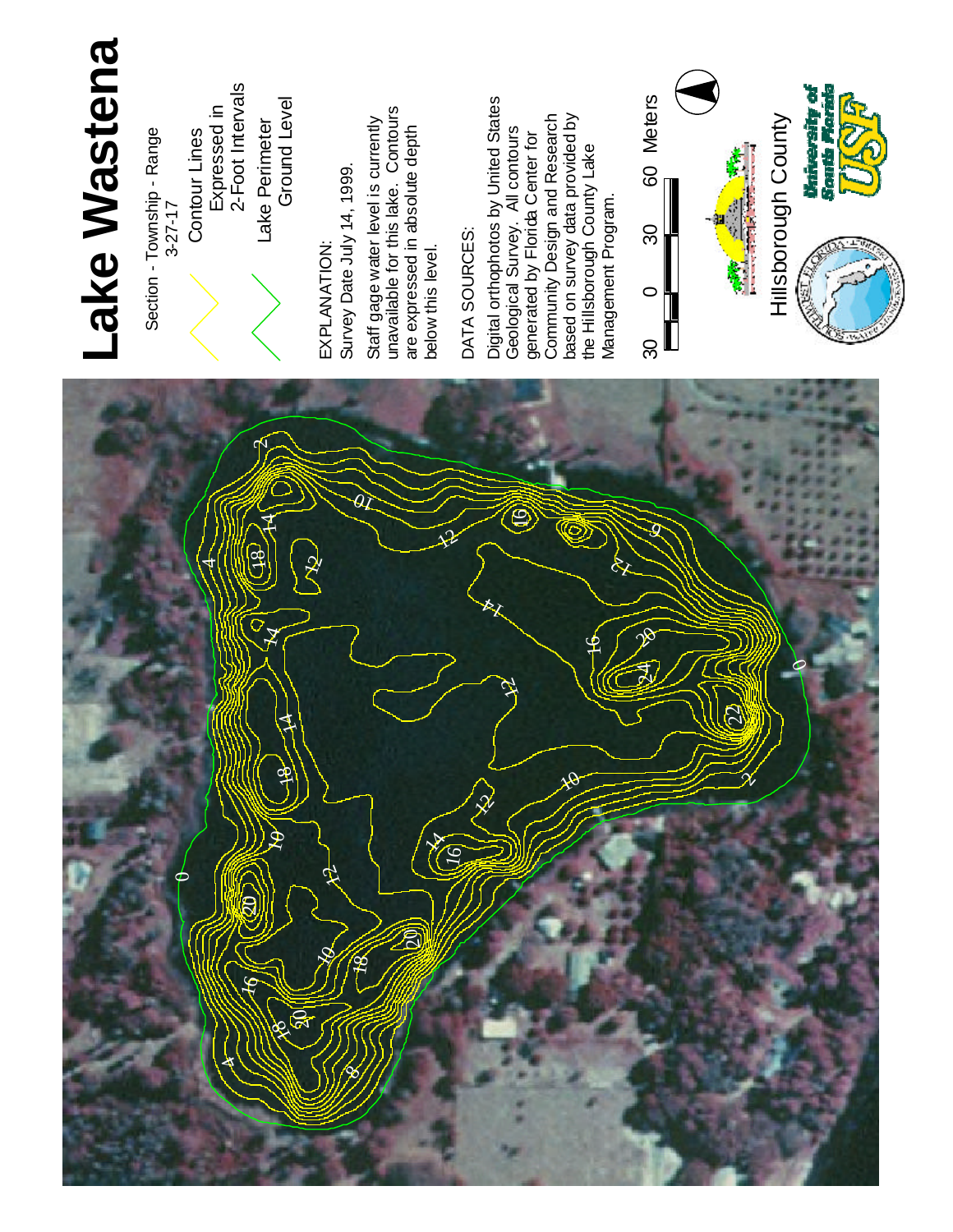# Lake Wastena

Section - Township - Range
3-27-17

Contour Lines
Expressed in
2-Foot Intervals

Lake Perimeter
Ground Level

EXPLANATION:
Survey Date July 14, 1999.

Staff gage water level is currently unavailable for this lake. Contours are expressed in absolute depth below this level.

DATA SOURCES:

Digital orthophotos by United States Geological Survey. All contours generated by Florida Center for Community Design and Research based on survey data provided by the Hillsborough County Lake Management Program.

30 0 30 60 Meters

Hillsborough County

University of South Florida USF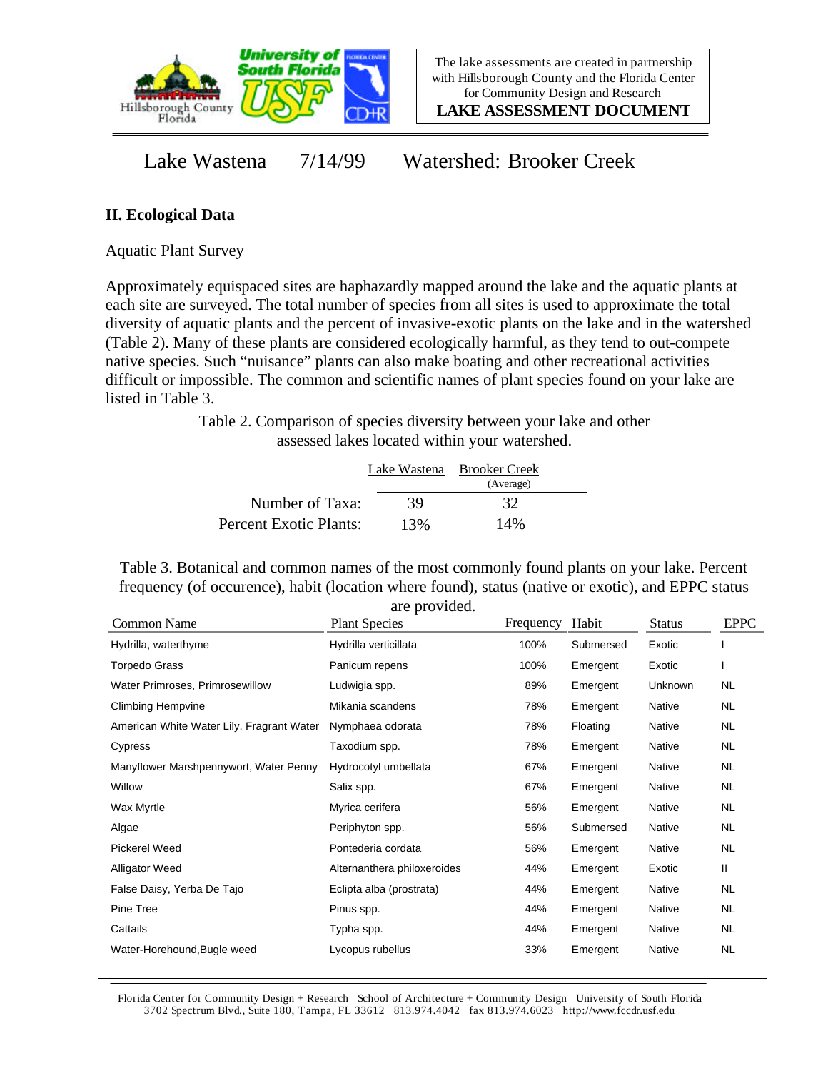Lake Wastena 7/14/99 Watershed: Brooker Creek

## II. Ecological Data

Aquatic Plant Survey

Approximately equispaced sites are haphazardly mapped around the lake and the aquatic plants at each site are surveyed. The total number of species from all sites is used to approximate the total diversity of aquatic plants and the percent of invasive-exotic plants on the lake and in the watershed (Table 2). Many of these plants are considered ecologically harmful, as they tend to out-compete native species. Such "nuisance" plants can also make boating and other recreational activities difficult or impossible. The common and scientific names of plant species found on your lake are listed in Table 3.

Table 2. Comparison of species diversity between your lake and other assessed lakes located within your watershed.

| | Lake Wastena | Brooker Creek (Average) |
|---|---|---|
| Number of Taxa: | 39 | 32 |
| Percent Exotic Plants: | 13% | 14% |

Table 3. Botanical and common names of the most commonly found plants on your lake. Percent frequency (of occurence), habit (location where found), status (native or exotic), and EPPC status are provided.

| Common Name | Plant Species | Frequency | Habit | Status | EPPC |
|---|---|---|---|---|---|
| Hydrilla, waterthyme | Hydrilla verticillata | 100% | Submersed | Exotic | I |
| Torpedo Grass | Panicum repens | 100% | Emergent | Exotic | I |
| Water Primroses, Primrosewillow | Ludwigia spp. | 89% | Emergent | Unknown | NL |
| Climbing Hempvine | Mikania scandens | 78% | Emergent | Native | NL |
| American White Water Lily, Fragrant Water | Nymphaea odorata | 78% | Floating | Native | NL |
| Cypress | Taxodium spp. | 78% | Emergent | Native | NL |
| Manyflower Marshpennywort, Water Penny | Hydrocotyl umbellata | 67% | Emergent | Native | NL |
| Willow | Salix spp. | 67% | Emergent | Native | NL |
| Wax Myrtle | Myrica cerifera | 56% | Emergent | Native | NL |
| Algae | Periphyton spp. | 56% | Submersed | Native | NL |
| Pickerel Weed | Pontederia cordata | 56% | Emergent | Native | NL |
| Alligator Weed | Alternanthera philoxeroides | 44% | Emergent | Exotic | II |
| False Daisy, Yerba De Tajo | Eclipta alba (prostrata) | 44% | Emergent | Native | NL |
| Pine Tree | Pinus spp. | 44% | Emergent | Native | NL |
| Cattails | Typha spp. | 44% | Emergent | Native | NL |
| Water-Horehound,Bugle weed | Lycopus rubellus | 33% | Emergent | Native | NL |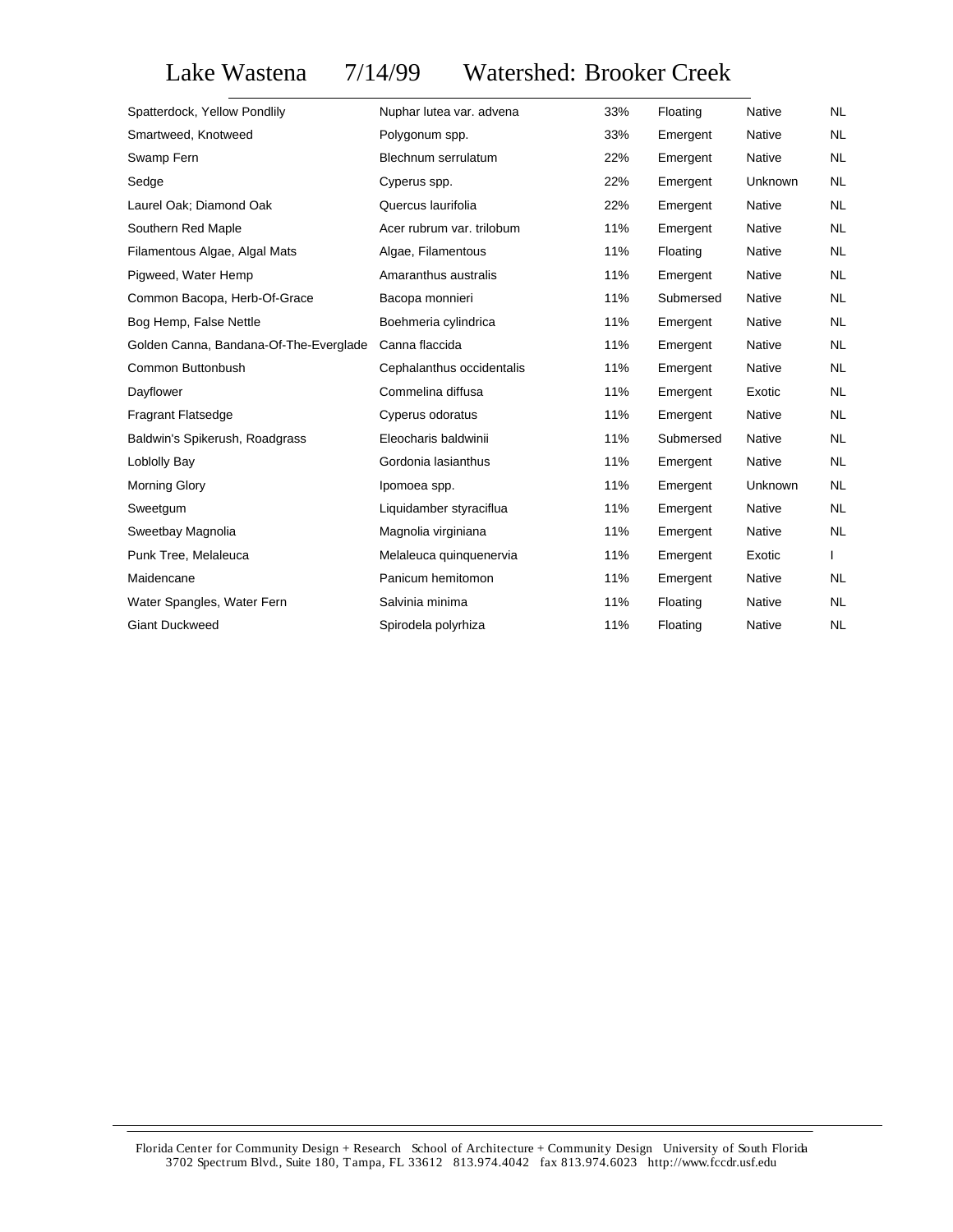# Lake Wastena 7/14/99 Watershed: Brooker Creek

| | | | | | |
|---|---|---|---|---|---|
| Spatterdock, Yellow Pondlily | Nuphar lutea var. advena | 33% | Floating | Native | NL |
| Smartweed, Knotweed | Polygonum spp. | 33% | Emergent | Native | NL |
| Swamp Fern | Blechnum serrulatum | 22% | Emergent | Native | NL |
| Sedge | Cyperus spp. | 22% | Emergent | Unknown | NL |
| Laurel Oak; Diamond Oak | Quercus laurifolia | 22% | Emergent | Native | NL |
| Southern Red Maple | Acer rubrum var. trilobum | 11% | Emergent | Native | NL |
| Filamentous Algae, Algal Mats | Algae, Filamentous | 11% | Floating | Native | NL |
| Pigweed, Water Hemp | Amaranthus australis | 11% | Emergent | Native | NL |
| Common Bacopa, Herb-Of-Grace | Bacopa monnieri | 11% | Submersed | Native | NL |
| Bog Hemp, False Nettle | Boehmeria cylindrica | 11% | Emergent | Native | NL |
| Golden Canna, Bandana-Of-The-Everglade | Canna flaccida | 11% | Emergent | Native | NL |
| Common Buttonbush | Cephalanthus occidentalis | 11% | Emergent | Native | NL |
| Dayflower | Commelina diffusa | 11% | Emergent | Exotic | NL |
| Fragrant Flatsedge | Cyperus odoratus | 11% | Emergent | Native | NL |
| Baldwin's Spikerush, Roadgrass | Eleocharis baldwinii | 11% | Submersed | Native | NL |
| Loblolly Bay | Gordonia lasianthus | 11% | Emergent | Native | NL |
| Morning Glory | Ipomoea spp. | 11% | Emergent | Unknown | NL |
| Sweetgum | Liquidamber styraciflua | 11% | Emergent | Native | NL |
| Sweetbay Magnolia | Magnolia virginiana | 11% | Emergent | Native | NL |
| Punk Tree, Melaleuca | Melaleuca quinquenervia | 11% | Emergent | Exotic | I |
| Maidencane | Panicum hemitomon | 11% | Emergent | Native | NL |
| Water Spangles, Water Fern | Salvinia minima | 11% | Floating | Native | NL |
| Giant Duckweed | Spirodela polyrhiza | 11% | Floating | Native | NL |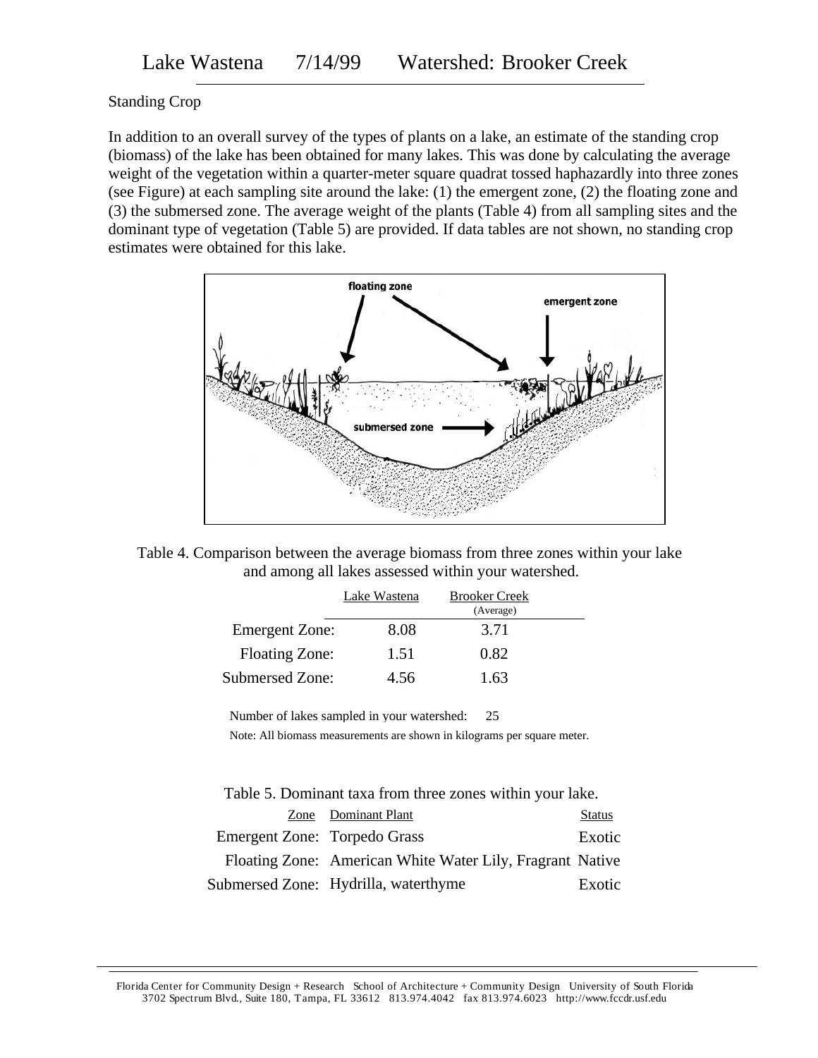# Lake Wastena 7/14/99 Watershed: Brooker Creek

Standing Crop

In addition to an overall survey of the types of plants on a lake, an estimate of the standing crop (biomass) of the lake has been obtained for many lakes. This was done by calculating the average weight of the vegetation within a quarter-meter square quadrat tossed haphazardly into three zones (see Figure) at each sampling site around the lake: (1) the emergent zone, (2) the floating zone and (3) the submersed zone. The average weight of the plants (Table 4) from all sampling sites and the dominant type of vegetation (Table 5) are provided. If data tables are not shown, no standing crop estimates were obtained for this lake.

floating zone

emergent zone

submersed zone

Table 4. Comparison between the average biomass from three zones within your lake and among all lakes assessed within your watershed.

| | Lake Wastena | Brooker Creek (Average) |
|---|---|---|
| Emergent Zone: | 8.08 | 3.71 |
| Floating Zone: | 1.51 | 0.82 |
| Submersed Zone: | 4.56 | 1.63 |

Number of lakes sampled in your watershed: 25

Note: All biomass measurements are shown in kilograms per square meter.

Table 5. Dominant taxa from three zones within your lake.

| Zone | Dominant Plant | Status |
|---|---|---|
| Emergent Zone: | Torpedo Grass | Exotic |
| Floating Zone: | American White Water Lily, Fragrant | Native |
| Submersed Zone: | Hydrilla, waterthyme | Exotic |